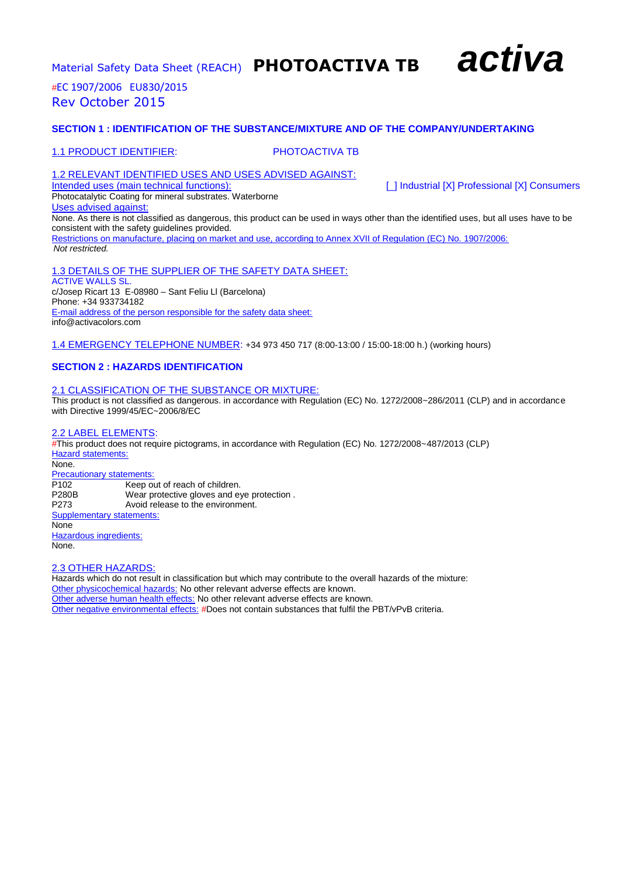Material Safety Data Sheet (REACH) **PHOTOACTIVA TB** ***activa***

#EC 1907/2006 EU830/2015

Rev October 2015

## SECTION 1 : IDENTIFICATION OF THE SUBSTANCE/MIXTURE AND OF THE COMPANY/UNDERTAKING

1.1 PRODUCT IDENTIFIER: PHOTOACTIVA TB

1.2 RELEVANT IDENTIFIED USES AND USES ADVISED AGAINST:

Intended uses (main technical functions): [ ] Industrial [X] Professional [X] Consumers

Photocatalytic Coating for mineral substrates. Waterborne

Uses advised against:

None. As there is not classified as dangerous, this product can be used in ways other than the identified uses, but all uses have to be consistent with the safety guidelines provided.

Restrictions on manufacture, placing on market and use, according to Annex XVII of Regulation (EC) No. 1907/2006:

*Not restricted.*

1.3 DETAILS OF THE SUPPLIER OF THE SAFETY DATA SHEET:

ACTIVE WALLS SL.

c/Josep Ricart 13 E-08980 – Sant Feliu Ll (Barcelona)

Phone: +34 933734182

E-mail address of the person responsible for the safety data sheet:

info@activacolors.com

1.4 EMERGENCY TELEPHONE NUMBER: +34 973 450 717 (8:00-13:00 / 15:00-18:00 h.) (working hours)

## SECTION 2 : HAZARDS IDENTIFICATION

2.1 CLASSIFICATION OF THE SUBSTANCE OR MIXTURE:

This product is not classified as dangerous. in accordance with Regulation (EC) No. 1272/2008~286/2011 (CLP) and in accordance with Directive 1999/45/EC~2006/8/EC

2.2 LABEL ELEMENTS:

#This product does not require pictograms, in accordance with Regulation (EC) No. 1272/2008~487/2013 (CLP)

Hazard statements:

None.

Precautionary statements:

| | |
|---|---|
| P102 | Keep out of reach of children. |
| P280B | Wear protective gloves and eye protection . |
| P273 | Avoid release to the environment. |

Supplementary statements:

None

Hazardous ingredients:

None.

2.3 OTHER HAZARDS:

Hazards which do not result in classification but which may contribute to the overall hazards of the mixture:

Other physicochemical hazards: No other relevant adverse effects are known.

Other adverse human health effects: No other relevant adverse effects are known.

Other negative environmental effects: #Does not contain substances that fulfil the PBT/vPvB criteria.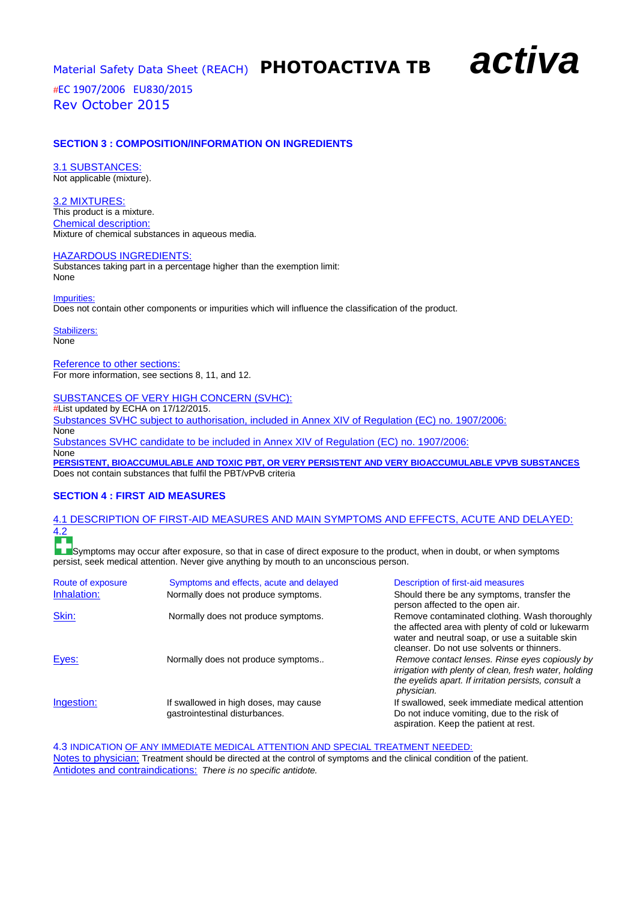## SECTION 3 : COMPOSITION/INFORMATION ON INGREDIENTS

3.1 SUBSTANCES:
Not applicable (mixture).

3.2 MIXTURES:
This product is a mixture.
Chemical description:
Mixture of chemical substances in aqueous media.

HAZARDOUS INGREDIENTS:
Substances taking part in a percentage higher than the exemption limit:
None

Impurities:
Does not contain other components or impurities which will influence the classification of the product.

Stabilizers:
None

Reference to other sections:
For more information, see sections 8, 11, and 12.

SUBSTANCES OF VERY HIGH CONCERN (SVHC):
#List updated by ECHA on 17/12/2015.
Substances SVHC subject to authorisation, included in Annex XIV of Regulation (EC) no. 1907/2006:
None
Substances SVHC candidate to be included in Annex XIV of Regulation (EC) no. 1907/2006:
None

**PERSISTENT, BIOACCUMULABLE AND TOXIC PBT, OR VERY PERSISTENT AND VERY BIOACCUMULABLE VPVB SUBSTANCES**
Does not contain substances that fulfil the PBT/vPvB criteria

## SECTION 4 : FIRST AID MEASURES

4.1 DESCRIPTION OF FIRST-AID MEASURES AND MAIN SYMPTOMS AND EFFECTS, ACUTE AND DELAYED:
4.2

Symptoms may occur after exposure, so that in case of direct exposure to the product, when in doubt, or when symptoms persist, seek medical attention. Never give anything by mouth to an unconscious person.

| Route of exposure | Symptoms and effects, acute and delayed | Description of first-aid measures |
|---|---|---|
| Inhalation: | Normally does not produce symptoms. | Should there be any symptoms, transfer the person affected to the open air. |
| Skin: | Normally does not produce symptoms. | Remove contaminated clothing. Wash thoroughly the affected area with plenty of cold or lukewarm water and neutral soap, or use a suitable skin cleanser. Do not use solvents or thinners. |
| Eyes: | Normally does not produce symptoms.. | *Remove contact lenses. Rinse eyes copiously by irrigation with plenty of clean, fresh water, holding the eyelids apart. If irritation persists, consult a physician.* |
| Ingestion: | If swallowed in high doses, may cause gastrointestinal disturbances. | If swallowed, seek immediate medical attention Do not induce vomiting, due to the risk of aspiration. Keep the patient at rest. |

4.3 INDICATION OF ANY IMMEDIATE MEDICAL ATTENTION AND SPECIAL TREATMENT NEEDED:
Notes to physician: Treatment should be directed at the control of symptoms and the clinical condition of the patient.
Antidotes and contraindications: *There is no specific antidote.*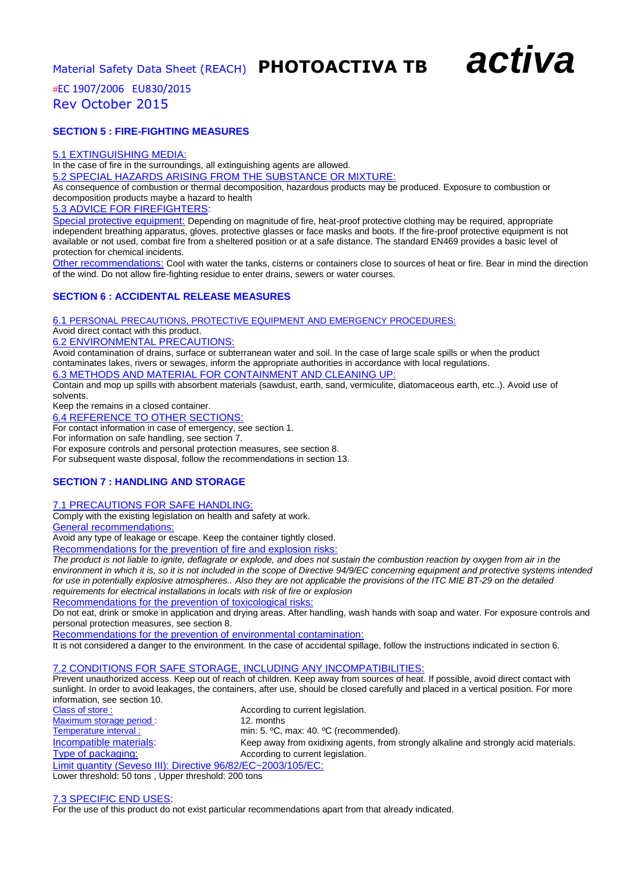## SECTION 5 : FIRE-FIGHTING MEASURES

5.1 EXTINGUISHING MEDIA:

In the case of fire in the surroundings, all extinguishing agents are allowed.

5.2 SPECIAL HAZARDS ARISING FROM THE SUBSTANCE OR MIXTURE:

As consequence of combustion or thermal decomposition, hazardous products may be produced. Exposure to combustion or decomposition products maybe a hazard to health

5.3 ADVICE FOR FIREFIGHTERS:

Special protective equipment: Depending on magnitude of fire, heat-proof protective clothing may be required, appropriate independent breathing apparatus, gloves, protective glasses or face masks and boots. If the fire-proof protective equipment is not available or not used, combat fire from a sheltered position or at a safe distance. The standard EN469 provides a basic level of protection for chemical incidents.

Other recommendations: Cool with water the tanks, cisterns or containers close to sources of heat or fire. Bear in mind the direction of the wind. Do not allow fire-fighting residue to enter drains, sewers or water courses.

## SECTION 6 : ACCIDENTAL RELEASE MEASURES

6.1 PERSONAL PRECAUTIONS, PROTECTIVE EQUIPMENT AND EMERGENCY PROCEDURES:

Avoid direct contact with this product.

6.2 ENVIRONMENTAL PRECAUTIONS:

Avoid contamination of drains, surface or subterranean water and soil. In the case of large scale spills or when the product contaminates lakes, rivers or sewages, inform the appropriate authorities in accordance with local regulations.

6.3 METHODS AND MATERIAL FOR CONTAINMENT AND CLEANING UP:

Contain and mop up spills with absorbent materials (sawdust, earth, sand, vermiculite, diatomaceous earth, etc..). Avoid use of solvents.

Keep the remains in a closed container.

6.4 REFERENCE TO OTHER SECTIONS:

For contact information in case of emergency, see section 1.
For information on safe handling, see section 7.
For exposure controls and personal protection measures, see section 8.
For subsequent waste disposal, follow the recommendations in section 13.

## SECTION 7 : HANDLING AND STORAGE

7.1 PRECAUTIONS FOR SAFE HANDLING:

Comply with the existing legislation on health and safety at work.

General recommendations:

Avoid any type of leakage or escape. Keep the container tightly closed.

Recommendations for the prevention of fire and explosion risks:

*The product is not liable to ignite, deflagrate or explode, and does not sustain the combustion reaction by oxygen from air in the environment in which it is, so it is not included in the scope of Directive 94/9/EC concerning equipment and protective systems intended for use in potentially explosive atmospheres.. Also they are not applicable the provisions of the ITC MIE BT-29 on the detailed requirements for electrical installations in locals with risk of fire or explosion*

Recommendations for the prevention of toxicological risks:

Do not eat, drink or smoke in application and drying areas. After handling, wash hands with soap and water. For exposure controls and personal protection measures, see section 8.

Recommendations for the prevention of environmental contamination:

It is not considered a danger to the environment. In the case of accidental spillage, follow the instructions indicated in section 6.

7.2 CONDITIONS FOR SAFE STORAGE, INCLUDING ANY INCOMPATIBILITIES:

Prevent unauthorized access. Keep out of reach of children. Keep away from sources of heat. If possible, avoid direct contact with sunlight. In order to avoid leakages, the containers, after use, should be closed carefully and placed in a vertical position. For more information, see section 10.

| | |
|---|---|
| Class of store : | According to current legislation. |
| Maximum storage period : | 12. months |
| Temperature interval : | min: 5. ºC, max: 40. ºC (recommended). |
| Incompatible materials: | Keep away from oxidixing agents, from strongly alkaline and strongly acid materials. |
| Type of packaging: | According to current legislation. |

Limit quantity (Seveso III): Directive 96/82/EC~2003/105/EC:

Lower threshold: 50 tons , Upper threshold: 200 tons

7.3 SPECIFIC END USES:

For the use of this product do not exist particular recommendations apart from that already indicated.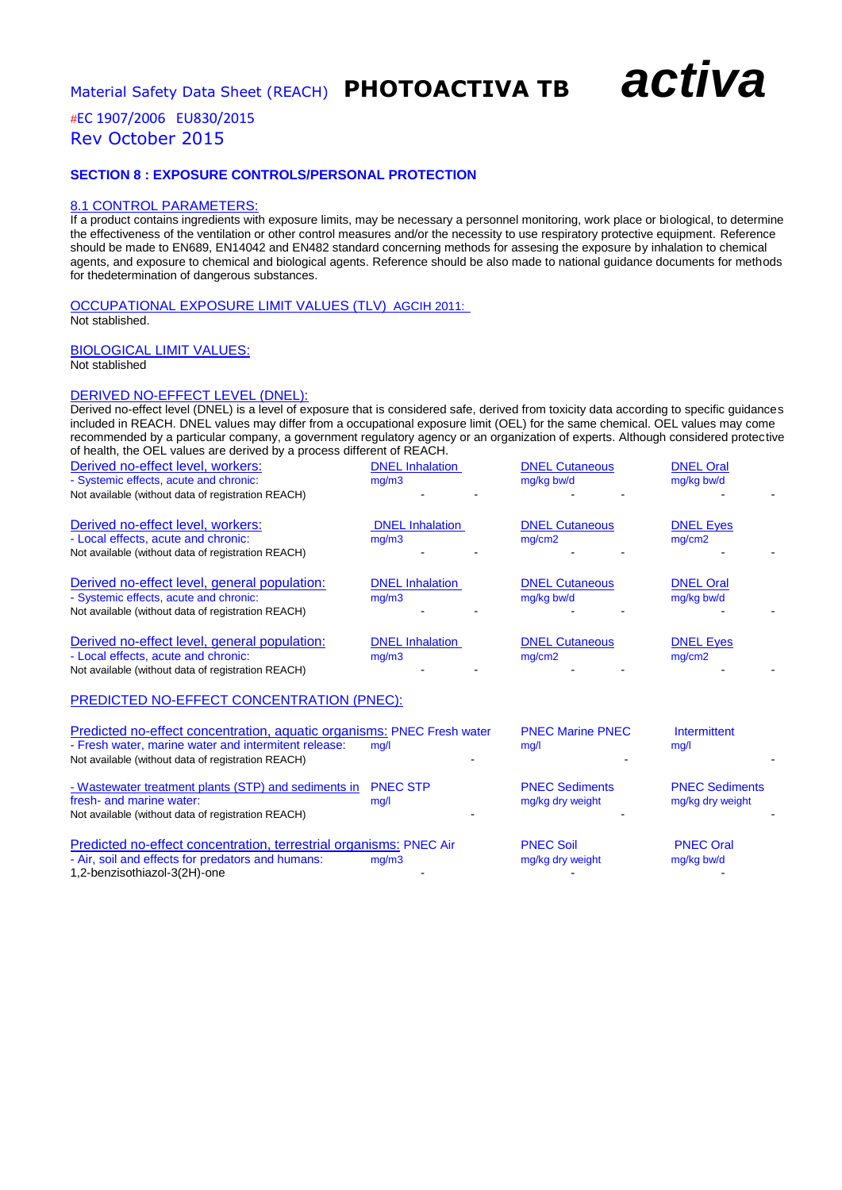Material Safety Data Sheet (REACH) **PHOTOACTIVA TB** ***activa***

#EC 1907/2006 EU830/2015

Rev October 2015

## SECTION 8 : EXPOSURE CONTROLS/PERSONAL PROTECTION

### 8.1 CONTROL PARAMETERS:

If a product contains ingredients with exposure limits, may be necessary a personnel monitoring, work place or biological, to determine the effectiveness of the ventilation or other control measures and/or the necessity to use respiratory protective equipment. Reference should be made to EN689, EN14042 and EN482 standard concerning methods for assesing the exposure by inhalation to chemical agents, and exposure to chemical and biological agents. Reference should be also made to national guidance documents for methods for thedetermination of dangerous substances.

OCCUPATIONAL EXPOSURE LIMIT VALUES (TLV) AGCIH 2011:

Not stablished.

BIOLOGICAL LIMIT VALUES:

Not stablished

DERIVED NO-EFFECT LEVEL (DNEL):

Derived no-effect level (DNEL) is a level of exposure that is considered safe, derived from toxicity data according to specific guidances included in REACH. DNEL values may differ from a occupational exposure limit (OEL) for the same chemical. OEL values may come recommended by a particular company, a government regulatory agency or an organization of experts. Although considered protective of health, the OEL values are derived by a process different of REACH.

| Derived no-effect level, workers:<br>- Systemic effects, acute and chronic: | DNEL Inhalation<br>mg/m3 | | DNEL Cutaneous<br>mg/kg bw/d | | DNEL Oral<br>mg/kg bw/d | |
|---|---|---|---|---|---|---|
| Not available (without data of registration REACH) | - | - | - | - | - | - |

| Derived no-effect level, workers:<br>- Local effects, acute and chronic: | DNEL Inhalation<br>mg/m3 | | DNEL Cutaneous<br>mg/cm2 | | DNEL Eyes<br>mg/cm2 | |
|---|---|---|---|---|---|---|
| Not available (without data of registration REACH) | - | - | - | - | - | - |

| Derived no-effect level, general population:<br>- Systemic effects, acute and chronic: | DNEL Inhalation<br>mg/m3 | | DNEL Cutaneous<br>mg/kg bw/d | | DNEL Oral<br>mg/kg bw/d | |
|---|---|---|---|---|---|---|
| Not available (without data of registration REACH) | - | - | - | - | - | - |

| Derived no-effect level, general population:<br>- Local effects, acute and chronic: | DNEL Inhalation<br>mg/m3 | | DNEL Cutaneous<br>mg/cm2 | | DNEL Eyes<br>mg/cm2 | |
|---|---|---|---|---|---|---|
| Not available (without data of registration REACH) | - | - | - | - | - | - |

PREDICTED NO-EFFECT CONCENTRATION (PNEC):

| Predicted no-effect concentration, aquatic organisms:<br>- Fresh water, marine water and intermitent release: | PNEC Fresh water<br>mg/l | PNEC Marine PNEC<br>mg/l | Intermittent<br>mg/l |
|---|---|---|---|
| Not available (without data of registration REACH) | - | - | - |

| - Wastewater treatment plants (STP) and sediments in fresh- and marine water: | PNEC STP<br>mg/l | PNEC Sediments<br>mg/kg dry weight | PNEC Sediments<br>mg/kg dry weight |
|---|---|---|---|
| Not available (without data of registration REACH) | - | - | - |

| Predicted no-effect concentration, terrestrial organisms:<br>- Air, soil and effects for predators and humans: | PNEC Air<br>mg/m3 | PNEC Soil<br>mg/kg dry weight | PNEC Oral<br>mg/kg bw/d |
|---|---|---|---|
| 1,2-benzisothiazol-3(2H)-one | - | - | - |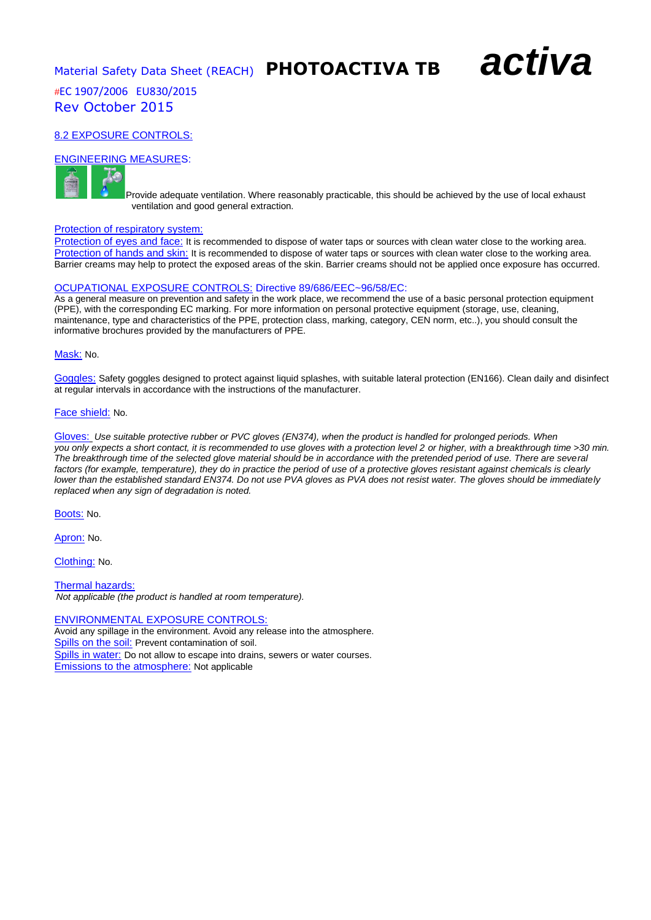## 8.2 EXPOSURE CONTROLS:

### ENGINEERING MEASURES:

Provide adequate ventilation. Where reasonably practicable, this should be achieved by the use of local exhaust ventilation and good general extraction.

Protection of respiratory system:
Protection of eyes and face: It is recommended to dispose of water taps or sources with clean water close to the working area.
Protection of hands and skin: It is recommended to dispose of water taps or sources with clean water close to the working area. Barrier creams may help to protect the exposed areas of the skin. Barrier creams should not be applied once exposure has occurred.

### OCUPATIONAL EXPOSURE CONTROLS: Directive 89/686/EEC~96/58/EC:

As a general measure on prevention and safety in the work place, we recommend the use of a basic personal protection equipment (PPE), with the corresponding EC marking. For more information on personal protective equipment (storage, use, cleaning, maintenance, type and characteristics of the PPE, protection class, marking, category, CEN norm, etc..), you should consult the informative brochures provided by the manufacturers of PPE.

Mask: No.

Goggles: Safety goggles designed to protect against liquid splashes, with suitable lateral protection (EN166). Clean daily and disinfect at regular intervals in accordance with the instructions of the manufacturer.

Face shield: No.

Gloves: *Use suitable protective rubber or PVC gloves (EN374), when the product is handled for prolonged periods. When you only expects a short contact, it is recommended to use gloves with a protection level 2 or higher, with a breakthrough time >30 min. The breakthrough time of the selected glove material should be in accordance with the pretended period of use. There are several factors (for example, temperature), they do in practice the period of use of a protective gloves resistant against chemicals is clearly lower than the established standard EN374. Do not use PVA gloves as PVA does not resist water. The gloves should be immediately replaced when any sign of degradation is noted.*

Boots: No.

Apron: No.

Clothing: No.

Thermal hazards:
*Not applicable (the product is handled at room temperature).*

### ENVIRONMENTAL EXPOSURE CONTROLS:

Avoid any spillage in the environment. Avoid any release into the atmosphere.
Spills on the soil: Prevent contamination of soil.
Spills in water: Do not allow to escape into drains, sewers or water courses.
Emissions to the atmosphere: Not applicable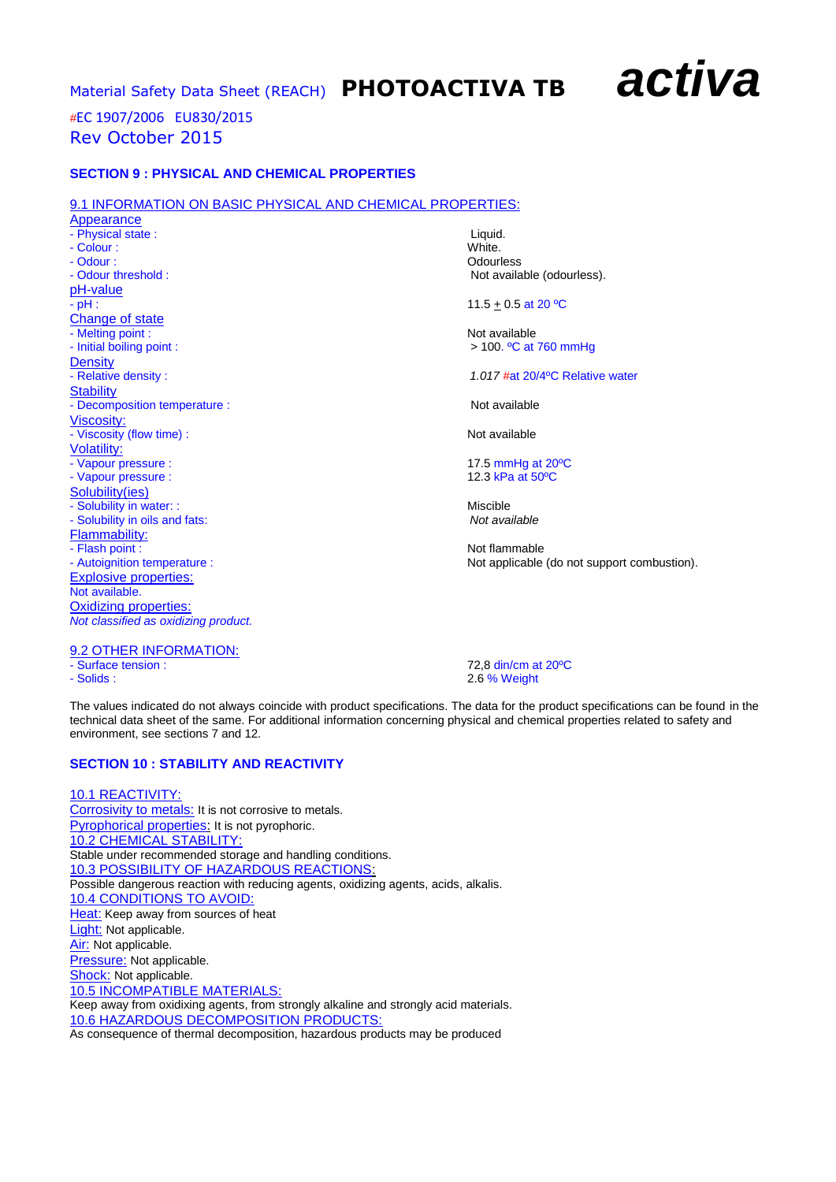Material Safety Data Sheet (REACH) **PHOTOACTIVA TB** ***activa***

#EC 1907/2006 EU830/2015
Rev October 2015

## SECTION 9 : PHYSICAL AND CHEMICAL PROPERTIES

### 9.1 INFORMATION ON BASIC PHYSICAL AND CHEMICAL PROPERTIES:

**Appearance**

| | |
|---|---|
| - Physical state : | Liquid. |
| - Colour : | White. |
| - Odour : | Odourless |
| - Odour threshold : | Not available (odourless). |

**pH-value**

| | |
|---|---|
| - pH : | 11.5 ± 0.5 at 20 ºC |

**Change of state**

| | |
|---|---|
| - Melting point : | Not available |
| - Initial boiling point : | > 100. ºC at 760 mmHg |

**Density**

| | |
|---|---|
| - Relative density : | *1.017* #at 20/4ºC Relative water |

**Stability**

| | |
|---|---|
| - Decomposition temperature : | Not available |

**Viscosity:**

| | |
|---|---|
| - Viscosity (flow time) : | Not available |

**Volatility:**

| | |
|---|---|
| - Vapour pressure : | 17.5 mmHg at 20ºC |
| - Vapour pressure : | 12.3 kPa at 50ºC |

**Solubility(ies)**

| | |
|---|---|
| - Solubility in water: : | Miscible |
| - Solubility in oils and fats: | *Not available* |

**Flammability:**

| | |
|---|---|
| - Flash point : | Not flammable |
| - Autoignition temperature : | Not applicable (do not support combustion). |

**Explosive properties:**
Not available.

**Oxidizing properties:**
*Not classified as oxidizing product.*

### 9.2 OTHER INFORMATION:

| | |
|---|---|
| - Surface tension : | 72,8 din/cm at 20ºC |
| - Solids : | 2.6 % Weight |

The values indicated do not always coincide with product specifications. The data for the product specifications can be found in the technical data sheet of the same. For additional information concerning physical and chemical properties related to safety and environment, see sections 7 and 12.

## SECTION 10 : STABILITY AND REACTIVITY

### 10.1 REACTIVITY:

Corrosivity to metals: It is not corrosive to metals.
Pyrophorical properties: It is not pyrophoric.

### 10.2 CHEMICAL STABILITY:

Stable under recommended storage and handling conditions.

### 10.3 POSSIBILITY OF HAZARDOUS REACTIONS:

Possible dangerous reaction with reducing agents, oxidizing agents, acids, alkalis.

### 10.4 CONDITIONS TO AVOID:

Heat: Keep away from sources of heat
Light: Not applicable.
Air: Not applicable.
Pressure: Not applicable.
Shock: Not applicable.

### 10.5 INCOMPATIBLE MATERIALS:

Keep away from oxidixing agents, from strongly alkaline and strongly acid materials.

### 10.6 HAZARDOUS DECOMPOSITION PRODUCTS:

As consequence of thermal decomposition, hazardous products may be produced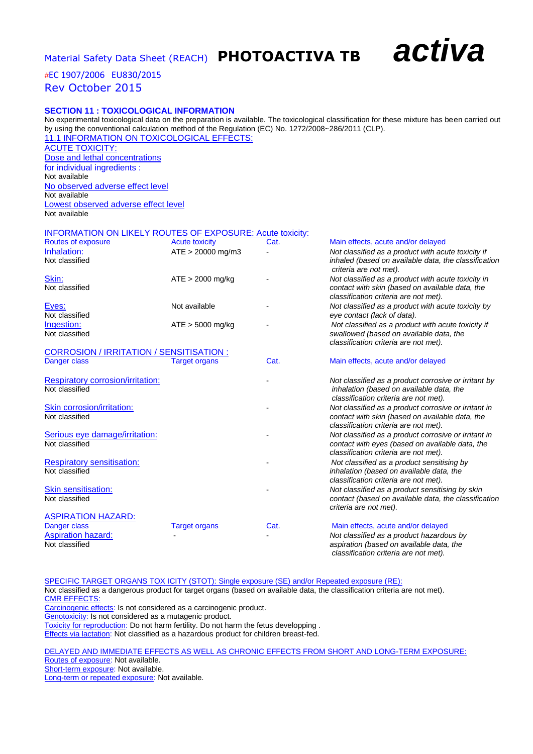## SECTION 11 : TOXICOLOGICAL INFORMATION

No experimental toxicological data on the preparation is available. The toxicological classification for these mixture has been carried out by using the conventional calculation method of the Regulation (EC) No. 1272/2008~286/2011 (CLP).

### 11.1 INFORMATION ON TOXICOLOGICAL EFFECTS:

ACUTE TOXICITY:

Dose and lethal concentrations for individual ingredients :
Not available

No observed adverse effect level
Not available

Lowest observed adverse effect level
Not available

INFORMATION ON LIKELY ROUTES OF EXPOSURE: Acute toxicity:

| Routes of exposure | Acute toxicity | Cat. | Main effects, acute and/or delayed |
|---|---|---|---|
| Inhalation: Not classified | ATE > 20000 mg/m3 | - | *Not classified as a product with acute toxicity if inhaled (based on available data, the classification criteria are not met).* |
| Skin: Not classified | ATE > 2000 mg/kg | - | *Not classified as a product with acute toxicity in contact with skin (based on available data, the classification criteria are not met).* |
| Eyes: Not classified | Not available | - | *Not classified as a product with acute toxicity by eye contact (lack of data).* |
| Ingestion: Not classified | ATE > 5000 mg/kg | - | *Not classified as a product with acute toxicity if swallowed (based on available data, the classification criteria are not met).* |

CORROSION / IRRITATION / SENSITISATION :

| Danger class | Target organs | Cat. | Main effects, acute and/or delayed |
|---|---|---|---|
| Respiratory corrosion/irritation: Not classified | | - | *Not classified as a product corrosive or irritant by inhalation (based on available data, the classification criteria are not met).* |
| Skin corrosion/irritation: Not classified | | - | *Not classified as a product corrosive or irritant in contact with skin (based on available data, the classification criteria are not met).* |
| Serious eye damage/irritation: Not classified | | - | *Not classified as a product corrosive or irritant in contact with eyes (based on available data, the classification criteria are not met).* |
| Respiratory sensitisation: Not classified | | - | *Not classified as a product sensitising by inhalation (based on available data, the classification criteria are not met).* |
| Skin sensitisation: Not classified | | - | *Not classified as a product sensitising by skin contact (based on available data, the classification criteria are not met).* |

ASPIRATION HAZARD:

| Danger class | Target organs | Cat. | Main effects, acute and/or delayed |
|---|---|---|---|
| Aspiration hazard: Not classified | - | - | *Not classified as a product hazardous by aspiration (based on available data, the classification criteria are not met).* |

SPECIFIC TARGET ORGANS TOX ICITY (STOT): Single exposure (SE) and/or Repeated exposure (RE):
Not classified as a dangerous product for target organs (based on available data, the classification criteria are not met).

CMR EFFECTS:
Carcinogenic effects: Is not considered as a carcinogenic product.
Genotoxicity: Is not considered as a mutagenic product.
Toxicity for reproduction: Do not harm fertility. Do not harm the fetus developping .
Effects via lactation: Not classified as a hazardous product for children breast-fed.

DELAYED AND IMMEDIATE EFFECTS AS WELL AS CHRONIC EFFECTS FROM SHORT AND LONG-TERM EXPOSURE:
Routes of exposure: Not available.
Short-term exposure: Not available.
Long-term or repeated exposure: Not available.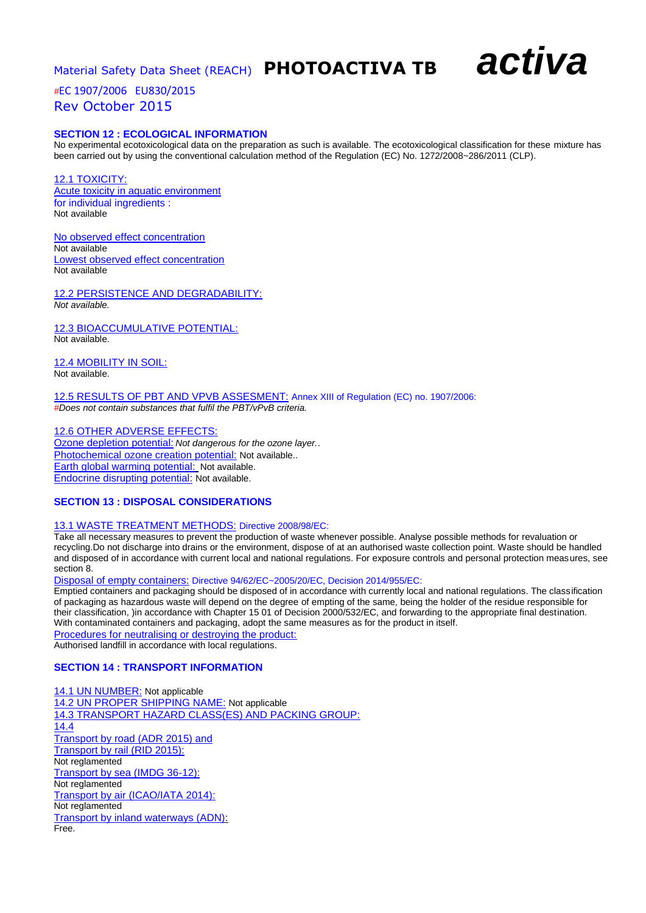## SECTION 12 : ECOLOGICAL INFORMATION

No experimental ecotoxicological data on the preparation as such is available. The ecotoxicological classification for these mixture has been carried out by using the conventional calculation method of the Regulation (EC) No. 1272/2008~286/2011 (CLP).

### 12.1 TOXICITY:

Acute toxicity in aquatic environment for individual ingredients :
Not available

No observed effect concentration
Not available
Lowest observed effect concentration
Not available

### 12.2 PERSISTENCE AND DEGRADABILITY:

*Not available.*

### 12.3 BIOACCUMULATIVE POTENTIAL:

Not available.

### 12.4 MOBILITY IN SOIL:

Not available.

### 12.5 RESULTS OF PBT AND VPVB ASSESMENT: Annex XIII of Regulation (EC) no. 1907/2006:

#*Does not contain substances that fulfil the PBT/vPvB criteria.*

### 12.6 OTHER ADVERSE EFFECTS:

Ozone depletion potential: *Not dangerous for the ozone layer.*.
Photochemical ozone creation potential: Not available..
Earth global warming potential: Not available.
Endocrine disrupting potential: Not available.

## SECTION 13 : DISPOSAL CONSIDERATIONS

### 13.1 WASTE TREATMENT METHODS: Directive 2008/98/EC:

Take all necessary measures to prevent the production of waste whenever possible. Analyse possible methods for revaluation or recycling.Do not discharge into drains or the environment, dispose of at an authorised waste collection point. Waste should be handled and disposed of in accordance with current local and national regulations. For exposure controls and personal protection measures, see section 8.

Disposal of empty containers: Directive 94/62/EC~2005/20/EC, Decision 2014/955/EC:
Emptied containers and packaging should be disposed of in accordance with currently local and national regulations. The classification of packaging as hazardous waste will depend on the degree of empting of the same, being the holder of the residue responsible for their classification, )in accordance with Chapter 15 01 of Decision 2000/532/EC, and forwarding to the appropriate final destination. With contaminated containers and packaging, adopt the same measures as for the product in itself.
Procedures for neutralising or destroying the product:
Authorised landfill in accordance with local regulations.

## SECTION 14 : TRANSPORT INFORMATION

14.1 UN NUMBER: Not applicable
14.2 UN PROPER SHIPPING NAME: Not applicable
14.3 TRANSPORT HAZARD CLASS(ES) AND PACKING GROUP:
14.4
Transport by road (ADR 2015) and
Transport by rail (RID 2015):
Not reglamented
Transport by sea (IMDG 36-12):
Not reglamented
Transport by air (ICAO/IATA 2014):
Not reglamented
Transport by inland waterways (ADN):
Free.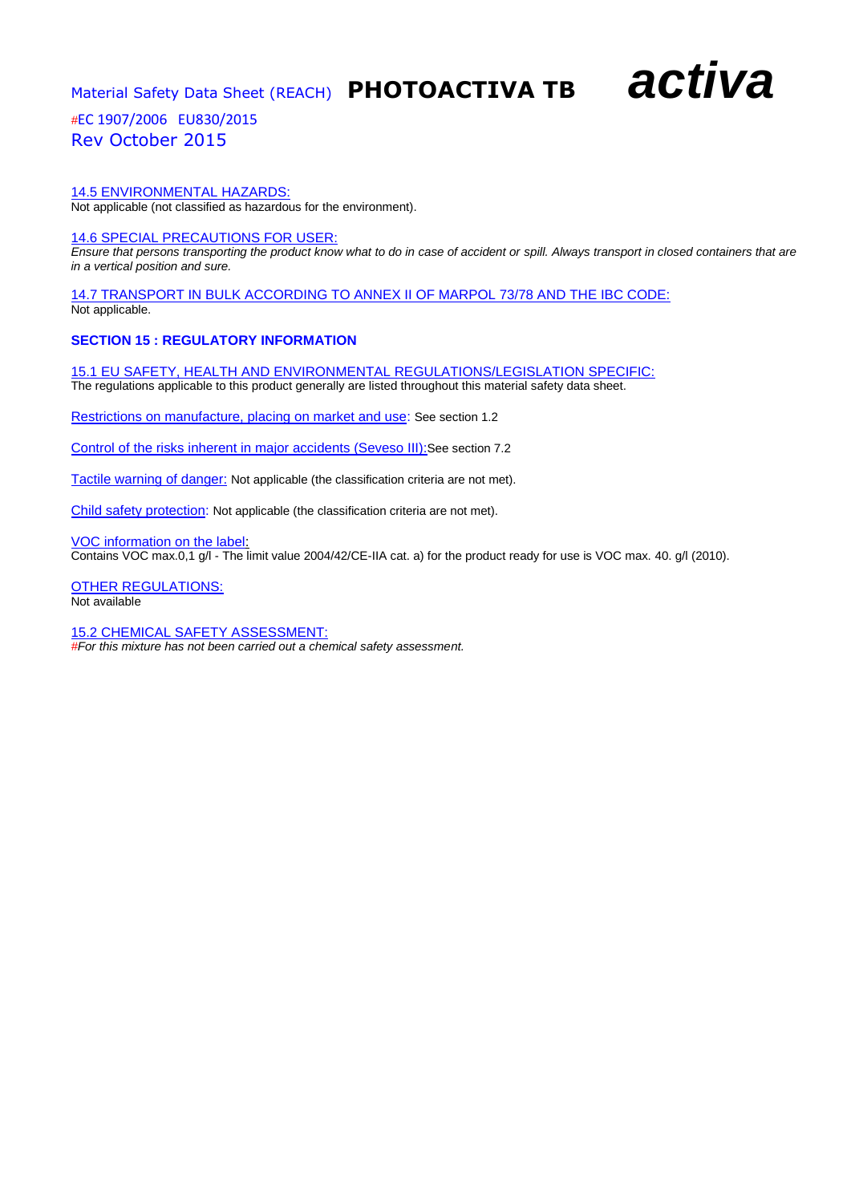14.5 ENVIRONMENTAL HAZARDS:
Not applicable (not classified as hazardous for the environment).

14.6 SPECIAL PRECAUTIONS FOR USER:
*Ensure that persons transporting the product know what to do in case of accident or spill. Always transport in closed containers that are in a vertical position and sure.*

14.7 TRANSPORT IN BULK ACCORDING TO ANNEX II OF MARPOL 73/78 AND THE IBC CODE:
Not applicable.

## SECTION 15 : REGULATORY INFORMATION

15.1 EU SAFETY, HEALTH AND ENVIRONMENTAL REGULATIONS/LEGISLATION SPECIFIC:
The regulations applicable to this product generally are listed throughout this material safety data sheet.

Restrictions on manufacture, placing on market and use: See section 1.2

Control of the risks inherent in major accidents (Seveso III):See section 7.2

Tactile warning of danger: Not applicable (the classification criteria are not met).

Child safety protection: Not applicable (the classification criteria are not met).

VOC information on the label:
Contains VOC max.0,1 g/l - The limit value 2004/42/CE-IIA cat. a) for the product ready for use is VOC max. 40. g/l (2010).

OTHER REGULATIONS:
Not available

15.2 CHEMICAL SAFETY ASSESSMENT:
*#For this mixture has not been carried out a chemical safety assessment.*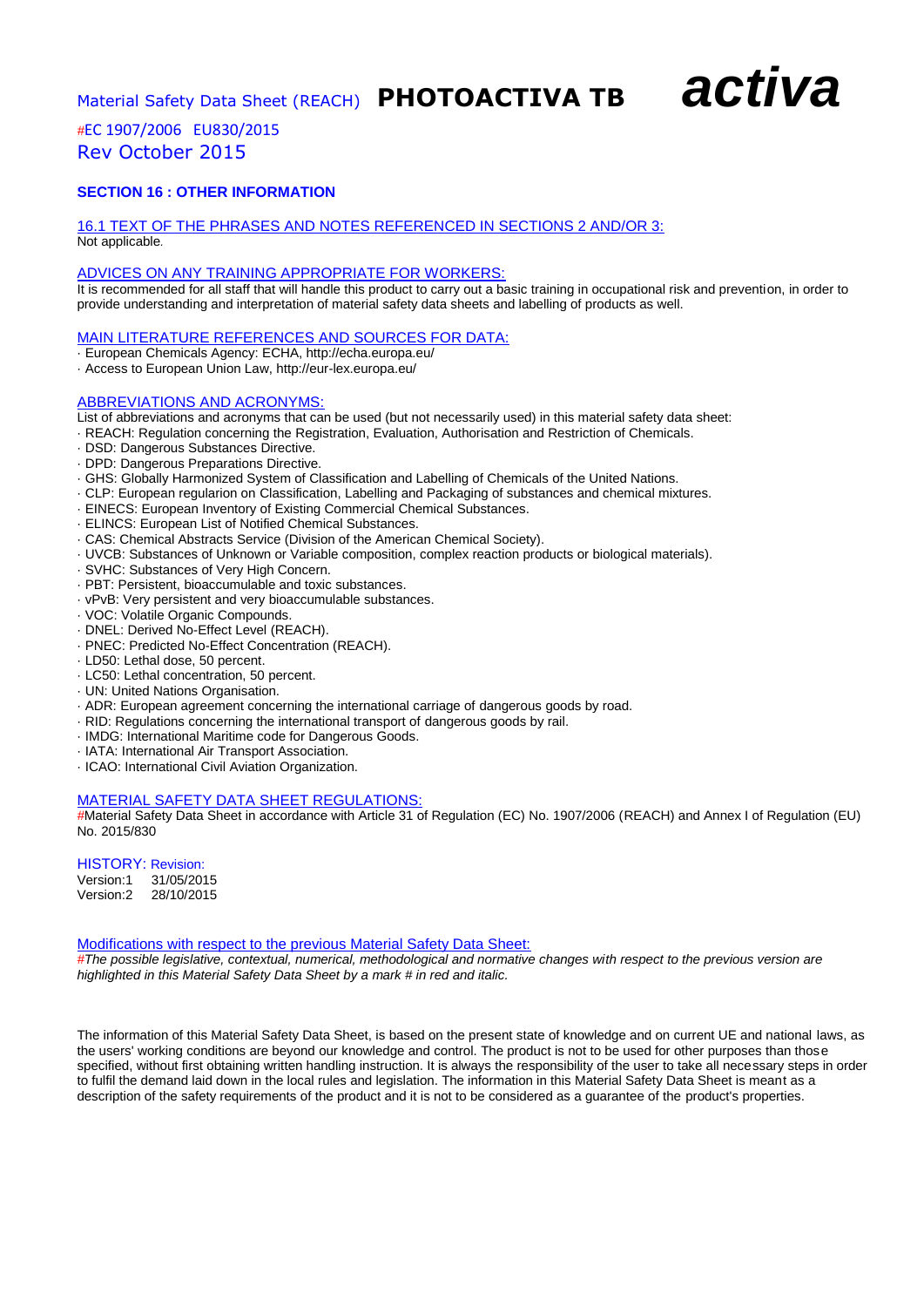## SECTION 16 : OTHER INFORMATION

### 16.1 TEXT OF THE PHRASES AND NOTES REFERENCED IN SECTIONS 2 AND/OR 3:

Not applicable.

### ADVICES ON ANY TRAINING APPROPRIATE FOR WORKERS:

It is recommended for all staff that will handle this product to carry out a basic training in occupational risk and prevention, in order to provide understanding and interpretation of material safety data sheets and labelling of products as well.

### MAIN LITERATURE REFERENCES AND SOURCES FOR DATA:

- European Chemicals Agency: ECHA, http://echa.europa.eu/
- Access to European Union Law, http://eur-lex.europa.eu/

### ABBREVIATIONS AND ACRONYMS:

List of abbreviations and acronyms that can be used (but not necessarily used) in this material safety data sheet:

- REACH: Regulation concerning the Registration, Evaluation, Authorisation and Restriction of Chemicals.
- DSD: Dangerous Substances Directive.
- DPD: Dangerous Preparations Directive.
- GHS: Globally Harmonized System of Classification and Labelling of Chemicals of the United Nations.
- CLP: European regularion on Classification, Labelling and Packaging of substances and chemical mixtures.
- EINECS: European Inventory of Existing Commercial Chemical Substances.
- ELINCS: European List of Notified Chemical Substances.
- CAS: Chemical Abstracts Service (Division of the American Chemical Society).
- UVCB: Substances of Unknown or Variable composition, complex reaction products or biological materials).
- SVHC: Substances of Very High Concern.
- PBT: Persistent, bioaccumulable and toxic substances.
- vPvB: Very persistent and very bioaccumulable substances.
- VOC: Volatile Organic Compounds.
- DNEL: Derived No-Effect Level (REACH).
- PNEC: Predicted No-Effect Concentration (REACH).
- LD50: Lethal dose, 50 percent.
- LC50: Lethal concentration, 50 percent.
- UN: United Nations Organisation.
- ADR: European agreement concerning the international carriage of dangerous goods by road.
- RID: Regulations concerning the international transport of dangerous goods by rail.
- IMDG: International Maritime code for Dangerous Goods.
- IATA: International Air Transport Association.
- ICAO: International Civil Aviation Organization.

### MATERIAL SAFETY DATA SHEET REGULATIONS:

#Material Safety Data Sheet in accordance with Article 31 of Regulation (EC) No. 1907/2006 (REACH) and Annex I of Regulation (EU) No. 2015/830

### HISTORY: Revision:

Version:1 31/05/2015
Version:2 28/10/2015

### Modifications with respect to the previous Material Safety Data Sheet:

*#The possible legislative, contextual, numerical, methodological and normative changes with respect to the previous version are highlighted in this Material Safety Data Sheet by a mark # in red and italic.*

The information of this Material Safety Data Sheet, is based on the present state of knowledge and on current UE and national laws, as the users' working conditions are beyond our knowledge and control. The product is not to be used for other purposes than those specified, without first obtaining written handling instruction. It is always the responsibility of the user to take all necessary steps in order to fulfil the demand laid down in the local rules and legislation. The information in this Material Safety Data Sheet is meant as a description of the safety requirements of the product and it is not to be considered as a guarantee of the product's properties.